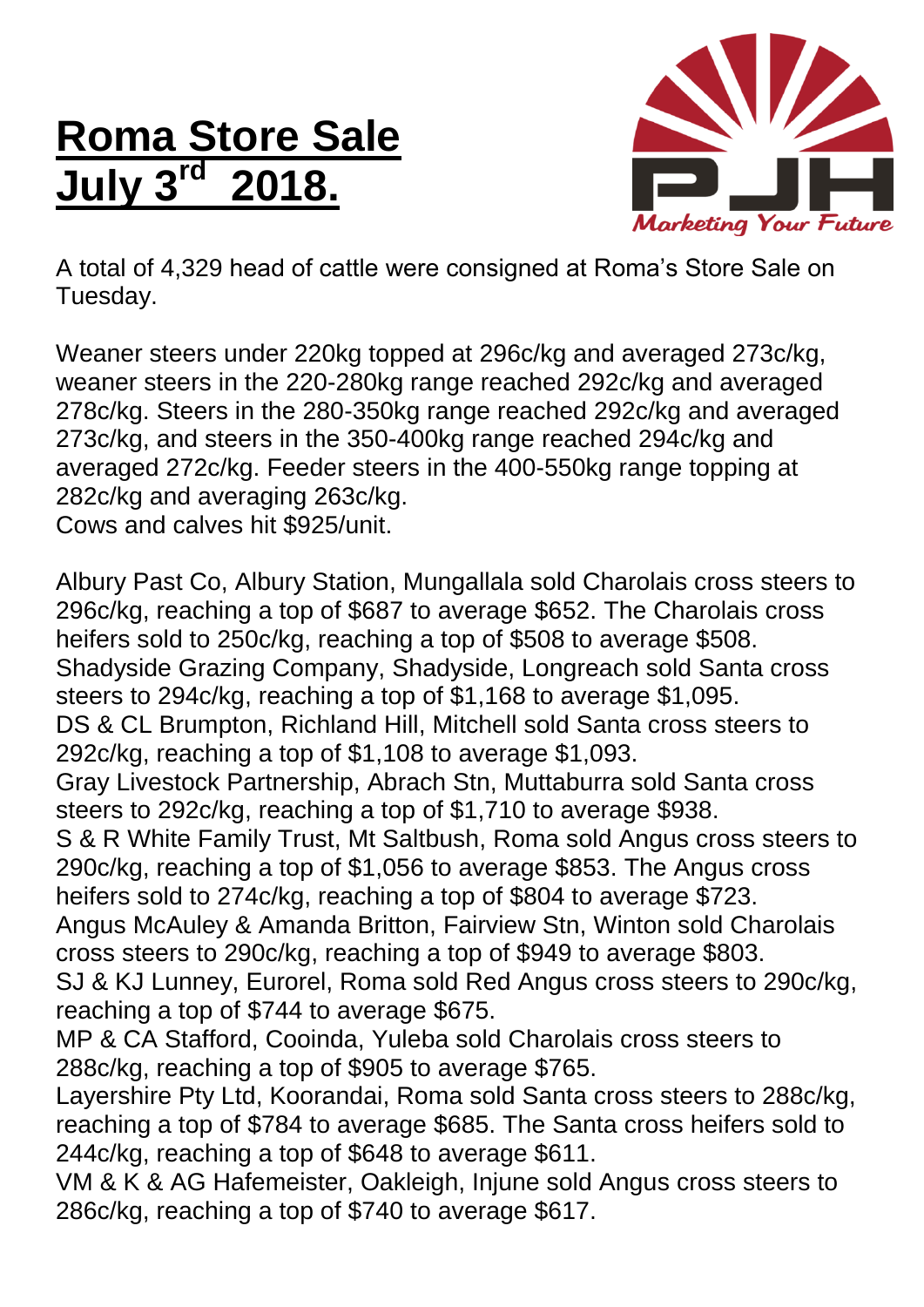# Roma Store Sale July 3rd 2018.

Marketing Your Future

A total of 4,329 head of cattle were consigned at Roma's Store Sale on Tuesday.

Weaner steers under 220kg topped at 296c/kg and averaged 273c/kg, weaner steers in the 220-280kg range reached 292c/kg and averaged 278c/kg. Steers in the 280-350kg range reached 292c/kg and averaged 273c/kg, and steers in the 350-400kg range reached 294c/kg and averaged 272c/kg. Feeder steers in the 400-550kg range topping at 282c/kg and averaging 263c/kg.
Cows and calves hit $925/unit.

Albury Past Co, Albury Station, Mungallala sold Charolais cross steers to 296c/kg, reaching a top of $687 to average $652. The Charolais cross heifers sold to 250c/kg, reaching a top of $508 to average $508.
Shadyside Grazing Company, Shadyside, Longreach sold Santa cross steers to 294c/kg, reaching a top of $1,168 to average $1,095.
DS & CL Brumpton, Richland Hill, Mitchell sold Santa cross steers to 292c/kg, reaching a top of $1,108 to average $1,093.
Gray Livestock Partnership, Abrach Stn, Muttaburra sold Santa cross steers to 292c/kg, reaching a top of $1,710 to average $938.
S & R White Family Trust, Mt Saltbush, Roma sold Angus cross steers to 290c/kg, reaching a top of $1,056 to average $853. The Angus cross heifers sold to 274c/kg, reaching a top of $804 to average $723.
Angus McAuley & Amanda Britton, Fairview Stn, Winton sold Charolais cross steers to 290c/kg, reaching a top of $949 to average $803.
SJ & KJ Lunney, Eurorel, Roma sold Red Angus cross steers to 290c/kg, reaching a top of $744 to average $675.
MP & CA Stafford, Cooinda, Yuleba sold Charolais cross steers to 288c/kg, reaching a top of $905 to average $765.
Layershire Pty Ltd, Koorandai, Roma sold Santa cross steers to 288c/kg, reaching a top of $784 to average $685. The Santa cross heifers sold to 244c/kg, reaching a top of $648 to average $611.
VM & K & AG Hafemeister, Oakleigh, Injune sold Angus cross steers to 286c/kg, reaching a top of $740 to average $617.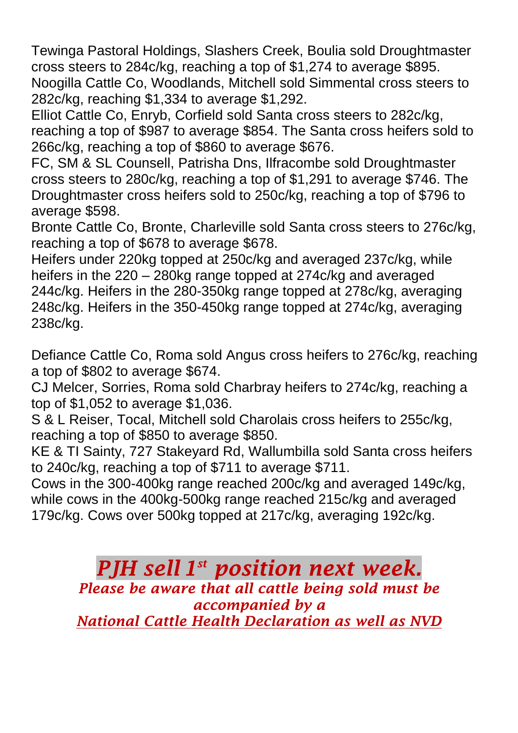Tewinga Pastoral Holdings, Slashers Creek, Boulia sold Droughtmaster cross steers to 284c/kg, reaching a top of $1,274 to average $895.
Noogilla Cattle Co, Woodlands, Mitchell sold Simmental cross steers to 282c/kg, reaching $1,334 to average $1,292.
Elliot Cattle Co, Enryb, Corfield sold Santa cross steers to 282c/kg, reaching a top of $987 to average $854. The Santa cross heifers sold to 266c/kg, reaching a top of $860 to average $676.
FC, SM & SL Counsell, Patrisha Dns, Ilfracombe sold Droughtmaster cross steers to 280c/kg, reaching a top of $1,291 to average $746. The Droughtmaster cross heifers sold to 250c/kg, reaching a top of $796 to average $598.
Bronte Cattle Co, Bronte, Charleville sold Santa cross steers to 276c/kg, reaching a top of $678 to average $678.
Heifers under 220kg topped at 250c/kg and averaged 237c/kg, while heifers in the 220 – 280kg range topped at 274c/kg and averaged 244c/kg. Heifers in the 280-350kg range topped at 278c/kg, averaging 248c/kg. Heifers in the 350-450kg range topped at 274c/kg, averaging 238c/kg.

Defiance Cattle Co, Roma sold Angus cross heifers to 276c/kg, reaching a top of $802 to average $674.
CJ Melcer, Sorries, Roma sold Charbray heifers to 274c/kg, reaching a top of $1,052 to average $1,036.
S & L Reiser, Tocal, Mitchell sold Charolais cross heifers to 255c/kg, reaching a top of $850 to average $850.
KE & TI Sainty, 727 Stakeyard Rd, Wallumbilla sold Santa cross heifers to 240c/kg, reaching a top of $711 to average $711.
Cows in the 300-400kg range reached 200c/kg and averaged 149c/kg, while cows in the 400kg-500kg range reached 215c/kg and averaged 179c/kg. Cows over 500kg topped at 217c/kg, averaging 192c/kg.

## *PJH sell 1st position next week.*

***Please be aware that all cattle being sold must be accompanied by a National Cattle Health Declaration as well as NVD***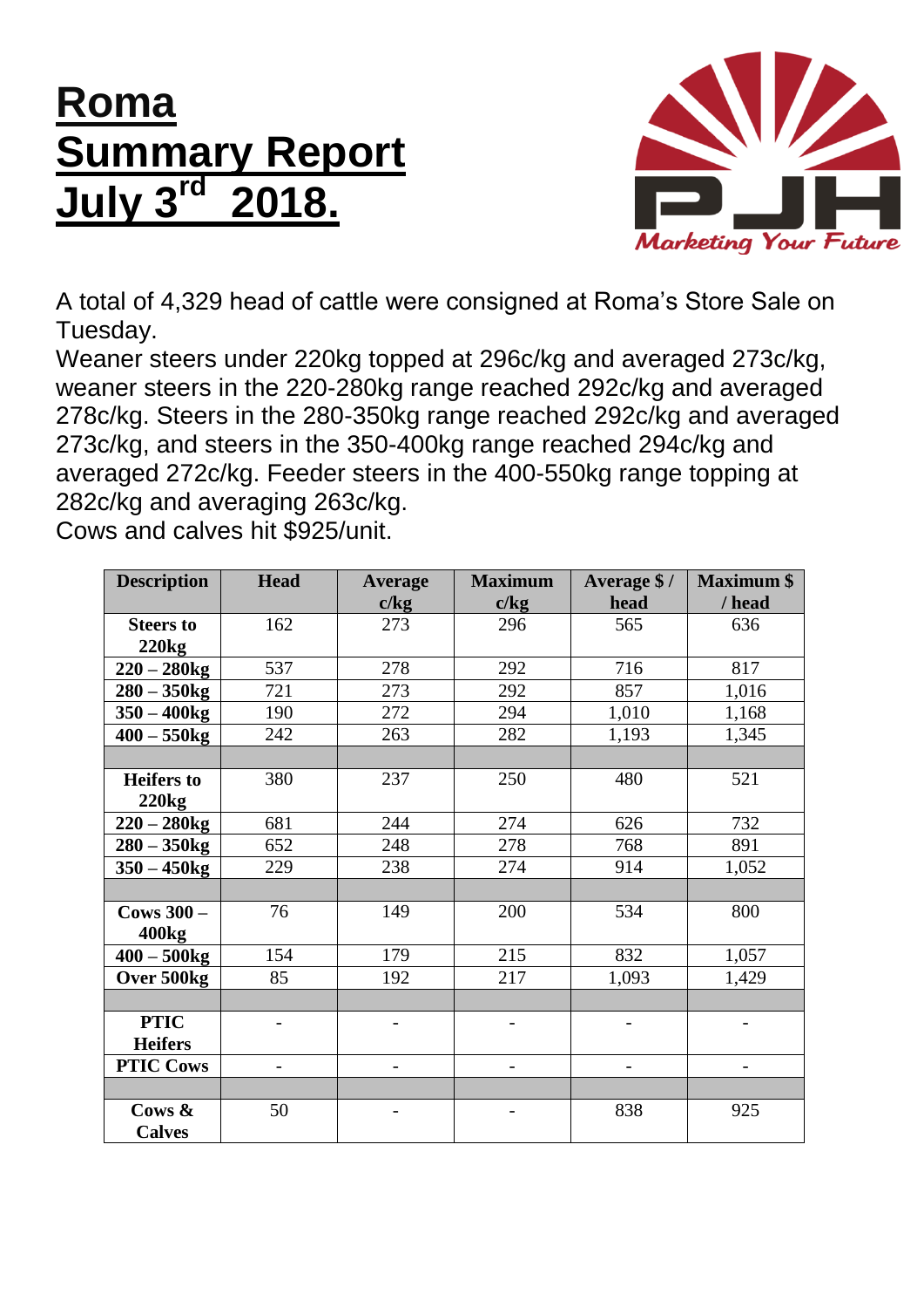# Roma Summary Report July 3rd 2018.

Marketing Your Future

A total of 4,329 head of cattle were consigned at Roma's Store Sale on Tuesday.

Weaner steers under 220kg topped at 296c/kg and averaged 273c/kg, weaner steers in the 220-280kg range reached 292c/kg and averaged 278c/kg. Steers in the 280-350kg range reached 292c/kg and averaged 273c/kg, and steers in the 350-400kg range reached 294c/kg and averaged 272c/kg. Feeder steers in the 400-550kg range topping at 282c/kg and averaging 263c/kg.

Cows and calves hit $925/unit.

| Description | Head | Average c/kg | Maximum c/kg | Average $ / head | Maximum $ / head |
|---|---|---|---|---|---|
| **Steers to 220kg** | 162 | 273 | 296 | 565 | 636 |
| **220 – 280kg** | 537 | 278 | 292 | 716 | 817 |
| **280 – 350kg** | 721 | 273 | 292 | 857 | 1,016 |
| **350 – 400kg** | 190 | 272 | 294 | 1,010 | 1,168 |
| **400 – 550kg** | 242 | 263 | 282 | 1,193 | 1,345 |
| | | | | | |
| **Heifers to 220kg** | 380 | 237 | 250 | 480 | 521 |
| **220 – 280kg** | 681 | 244 | 274 | 626 | 732 |
| **280 – 350kg** | 652 | 248 | 278 | 768 | 891 |
| **350 – 450kg** | 229 | 238 | 274 | 914 | 1,052 |
| | | | | | |
| **Cows 300 – 400kg** | 76 | 149 | 200 | 534 | 800 |
| **400 – 500kg** | 154 | 179 | 215 | 832 | 1,057 |
| **Over 500kg** | 85 | 192 | 217 | 1,093 | 1,429 |
| | | | | | |
| **PTIC Heifers** | - | - | - | - | - |
| **PTIC Cows** | - | - | - | - | - |
| | | | | | |
| **Cows & Calves** | 50 | - | - | 838 | 925 |